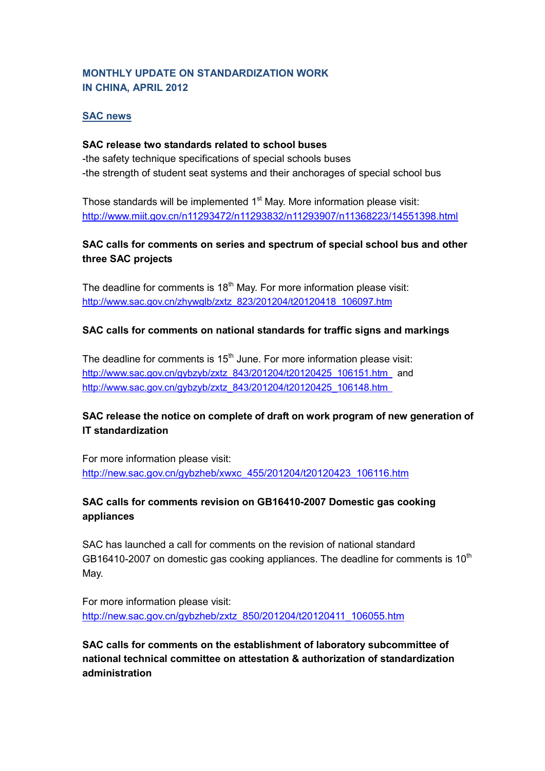# MONTHLY UPDATE ON STANDARDIZATION WORK IN CHINA, APRIL 2012

## SAC news

**SAC release two standards related to school buses**

-the safety technique specifications of special schools buses

-the strength of student seat systems and their anchorages of special school bus

Those standards will be implemented 1st May. More information please visit: http://www.miit.gov.cn/n11293472/n11293832/n11293907/n11368223/14551398.html

**SAC calls for comments on series and spectrum of special school bus and other three SAC projects**

The deadline for comments is 18th May. For more information please visit: http://www.sac.gov.cn/zhywglb/zxtz_823/201204/t20120418_106097.htm

**SAC calls for comments on national standards for traffic signs and markings**

The deadline for comments is 15th June. For more information please visit: http://www.sac.gov.cn/gybzyb/zxtz_843/201204/t20120425_106151.htm and http://www.sac.gov.cn/gybzyb/zxtz_843/201204/t20120425_106148.htm

**SAC release the notice on complete of draft on work program of new generation of IT standardization**

For more information please visit: http://new.sac.gov.cn/gybzheb/xwxc_455/201204/t20120423_106116.htm

**SAC calls for comments revision on GB16410-2007 Domestic gas cooking appliances**

SAC has launched a call for comments on the revision of national standard GB16410-2007 on domestic gas cooking appliances. The deadline for comments is 10th May.

For more information please visit: http://new.sac.gov.cn/gybzheb/zxtz_850/201204/t20120411_106055.htm

**SAC calls for comments on the establishment of laboratory subcommittee of national technical committee on attestation & authorization of standardization administration**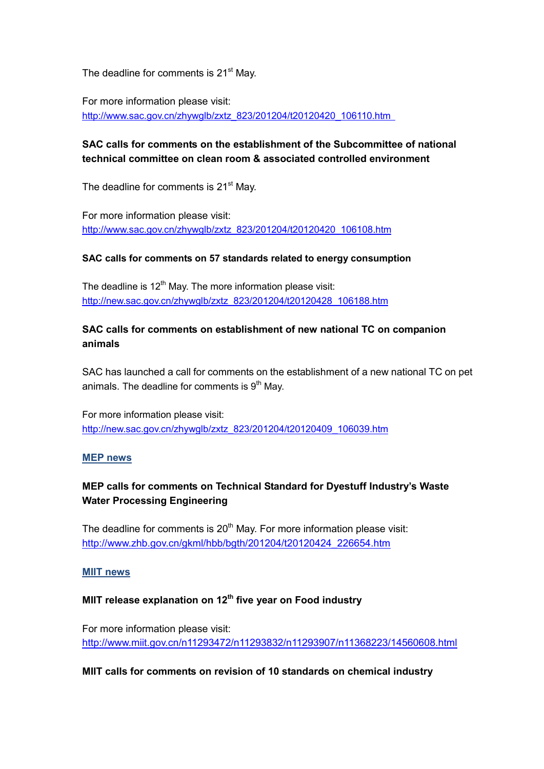The deadline for comments is 21st May.

For more information please visit:
http://www.sac.gov.cn/zhywglb/zxtz_823/201204/t20120420_106110.htm

**SAC calls for comments on the establishment of the Subcommittee of national technical committee on clean room & associated controlled environment**

The deadline for comments is 21st May.

For more information please visit:
http://www.sac.gov.cn/zhywglb/zxtz_823/201204/t20120420_106108.htm

**SAC calls for comments on 57 standards related to energy consumption**

The deadline is 12th May. The more information please visit:
http://new.sac.gov.cn/zhywglb/zxtz_823/201204/t20120428_106188.htm

**SAC calls for comments on establishment of new national TC on companion animals**

SAC has launched a call for comments on the establishment of a new national TC on pet animals. The deadline for comments is 9th May.

For more information please visit:
http://new.sac.gov.cn/zhywglb/zxtz_823/201204/t20120409_106039.htm

## MEP news

**MEP calls for comments on Technical Standard for Dyestuff Industry's Waste Water Processing Engineering**

The deadline for comments is 20th May. For more information please visit:
http://www.zhb.gov.cn/gkml/hbb/bgth/201204/t20120424_226654.htm

## MIIT news

**MIIT release explanation on 12th five year on Food industry**

For more information please visit:
http://www.miit.gov.cn/n11293472/n11293832/n11293907/n11368223/14560608.html

**MIIT calls for comments on revision of 10 standards on chemical industry**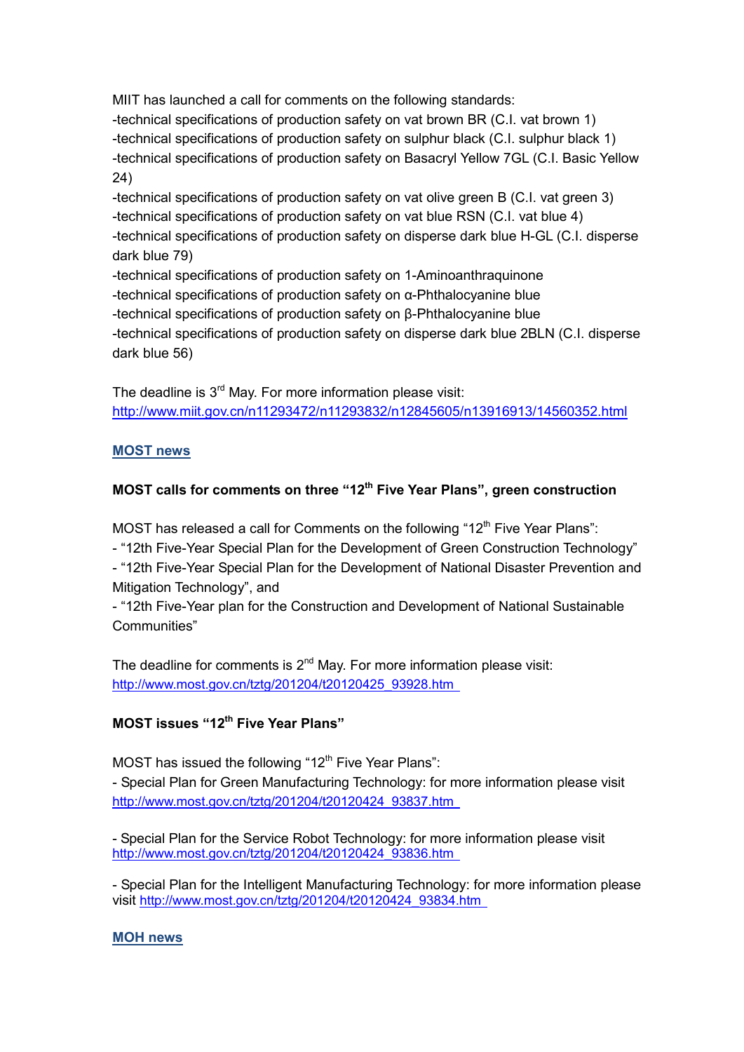MIIT has launched a call for comments on the following standards:

-technical specifications of production safety on vat brown BR (C.I. vat brown 1)

-technical specifications of production safety on sulphur black (C.I. sulphur black 1)

-technical specifications of production safety on Basacryl Yellow 7GL (C.I. Basic Yellow 24)

-technical specifications of production safety on vat olive green B (C.I. vat green 3)

-technical specifications of production safety on vat blue RSN (C.I. vat blue 4)

-technical specifications of production safety on disperse dark blue H-GL (C.I. disperse dark blue 79)

-technical specifications of production safety on 1-Aminoanthraquinone

-technical specifications of production safety on α-Phthalocyanine blue

-technical specifications of production safety on β-Phthalocyanine blue

-technical specifications of production safety on disperse dark blue 2BLN (C.I. disperse dark blue 56)

The deadline is 3rd May. For more information please visit:
http://www.miit.gov.cn/n11293472/n11293832/n12845605/n13916913/14560352.html

## MOST news

### MOST calls for comments on three "12th Five Year Plans", green construction

MOST has released a call for Comments on the following "12th Five Year Plans":

- "12th Five-Year Special Plan for the Development of Green Construction Technology"
- "12th Five-Year Special Plan for the Development of National Disaster Prevention and Mitigation Technology", and
- "12th Five-Year plan for the Construction and Development of National Sustainable Communities"

The deadline for comments is 2nd May. For more information please visit:
http://www.most.gov.cn/tztg/201204/t20120425_93928.htm

### MOST issues "12th Five Year Plans"

MOST has issued the following "12th Five Year Plans":

- Special Plan for Green Manufacturing Technology: for more information please visit http://www.most.gov.cn/tztg/201204/t20120424_93837.htm

- Special Plan for the Service Robot Technology: for more information please visit http://www.most.gov.cn/tztg/201204/t20120424_93836.htm

- Special Plan for the Intelligent Manufacturing Technology: for more information please visit http://www.most.gov.cn/tztg/201204/t20120424_93834.htm

## MOH news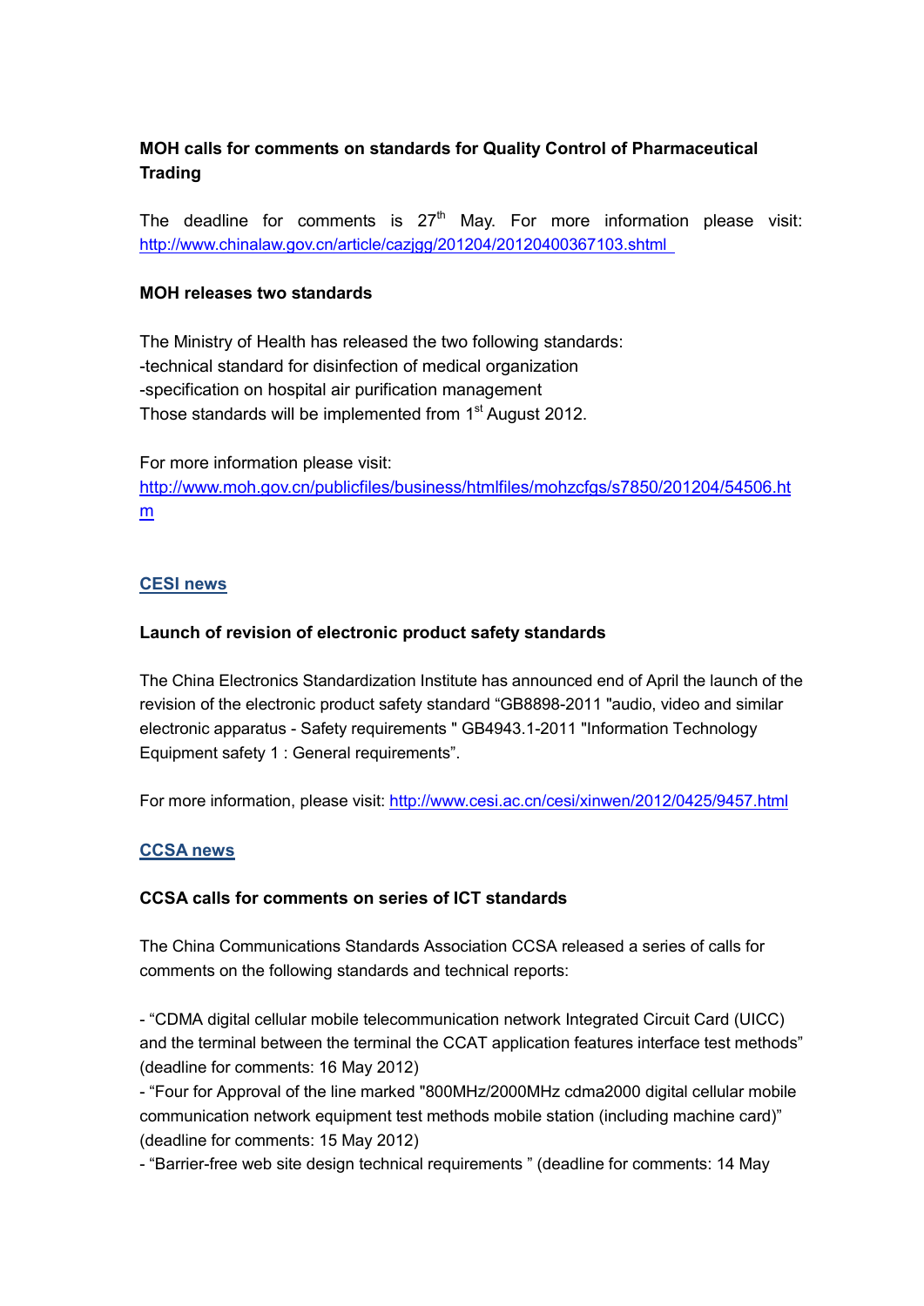**MOH calls for comments on standards for Quality Control of Pharmaceutical Trading**

The deadline for comments is 27th May. For more information please visit: http://www.chinalaw.gov.cn/article/cazjgg/201204/20120400367103.shtml

**MOH releases two standards**

The Ministry of Health has released the two following standards:
-technical standard for disinfection of medical organization
-specification on hospital air purification management
Those standards will be implemented from 1st August 2012.

For more information please visit:
http://www.moh.gov.cn/publicfiles/business/htmlfiles/mohzcfgs/s7850/201204/54506.htm

## CESI news

**Launch of revision of electronic product safety standards**

The China Electronics Standardization Institute has announced end of April the launch of the revision of the electronic product safety standard "GB8898-2011 "audio, video and similar electronic apparatus - Safety requirements " GB4943.1-2011 "Information Technology Equipment safety 1 : General requirements".

For more information, please visit: http://www.cesi.ac.cn/cesi/xinwen/2012/0425/9457.html

## CCSA news

**CCSA calls for comments on series of ICT standards**

The China Communications Standards Association CCSA released a series of calls for comments on the following standards and technical reports:

- "CDMA digital cellular mobile telecommunication network Integrated Circuit Card (UICC) and the terminal between the terminal the CCAT application features interface test methods" (deadline for comments: 16 May 2012)
- "Four for Approval of the line marked "800MHz/2000MHz cdma2000 digital cellular mobile communication network equipment test methods mobile station (including machine card)" (deadline for comments: 15 May 2012)
- "Barrier-free web site design technical requirements " (deadline for comments: 14 May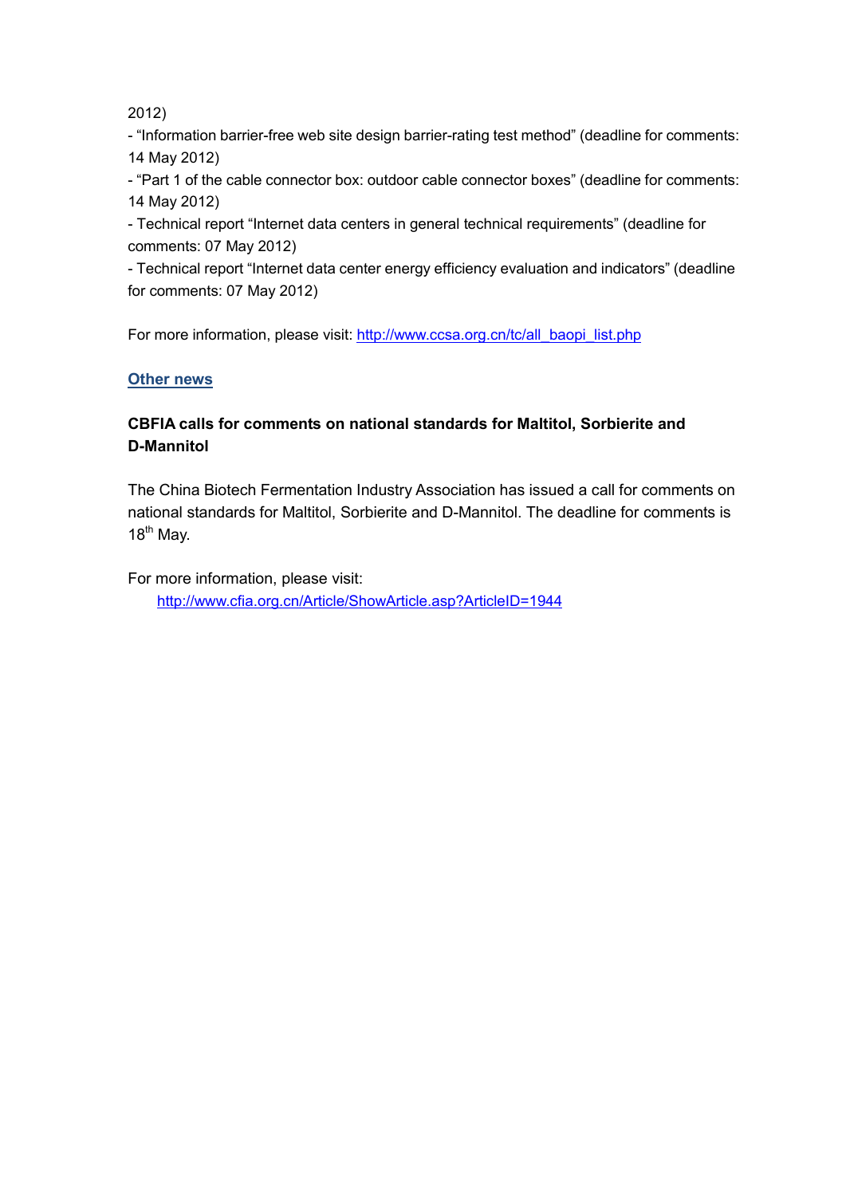2012)

- “Information barrier-free web site design barrier-rating test method” (deadline for comments: 14 May 2012)
- “Part 1 of the cable connector box: outdoor cable connector boxes” (deadline for comments: 14 May 2012)
- Technical report “Internet data centers in general technical requirements” (deadline for comments: 07 May 2012)
- Technical report “Internet data center energy efficiency evaluation and indicators” (deadline for comments: 07 May 2012)

For more information, please visit: http://www.ccsa.org.cn/tc/all_baopi_list.php

## Other news

**CBFIA calls for comments on national standards for Maltitol, Sorbierite and D-Mannitol**

The China Biotech Fermentation Industry Association has issued a call for comments on national standards for Maltitol, Sorbierite and D-Mannitol. The deadline for comments is 18th May.

For more information, please visit:
http://www.cfia.org.cn/Article/ShowArticle.asp?ArticleID=1944